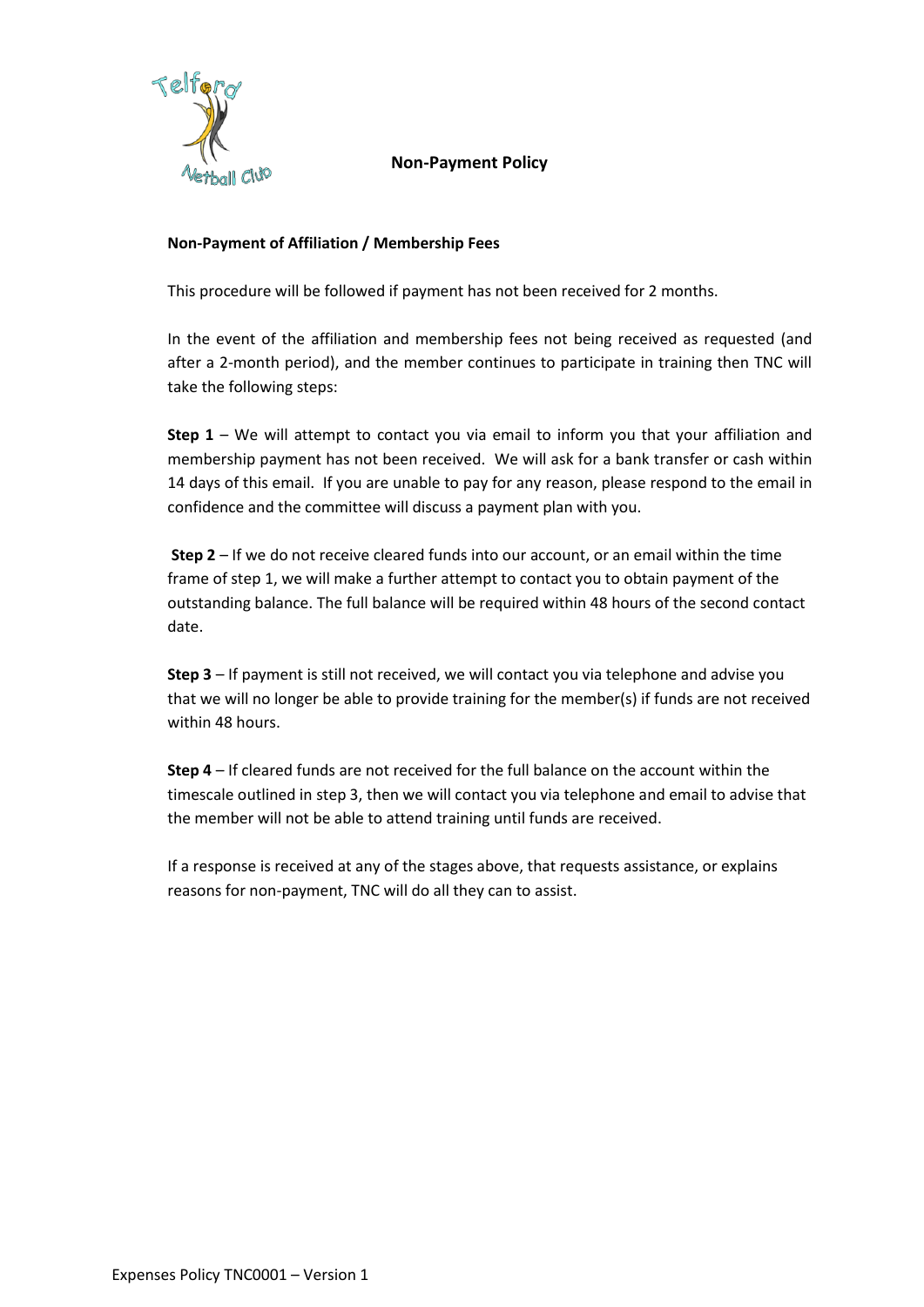# Non-Payment Policy

## Non-Payment of Affiliation / Membership Fees

This procedure will be followed if payment has not been received for 2 months.

In the event of the affiliation and membership fees not being received as requested (and after a 2-month period), and the member continues to participate in training then TNC will take the following steps:

**Step 1** – We will attempt to contact you via email to inform you that your affiliation and membership payment has not been received. We will ask for a bank transfer or cash within 14 days of this email. If you are unable to pay for any reason, please respond to the email in confidence and the committee will discuss a payment plan with you.

**Step 2** – If we do not receive cleared funds into our account, or an email within the time frame of step 1, we will make a further attempt to contact you to obtain payment of the outstanding balance. The full balance will be required within 48 hours of the second contact date.

**Step 3** – If payment is still not received, we will contact you via telephone and advise you that we will no longer be able to provide training for the member(s) if funds are not received within 48 hours.

**Step 4** – If cleared funds are not received for the full balance on the account within the timescale outlined in step 3, then we will contact you via telephone and email to advise that the member will not be able to attend training until funds are received.

If a response is received at any of the stages above, that requests assistance, or explains reasons for non-payment, TNC will do all they can to assist.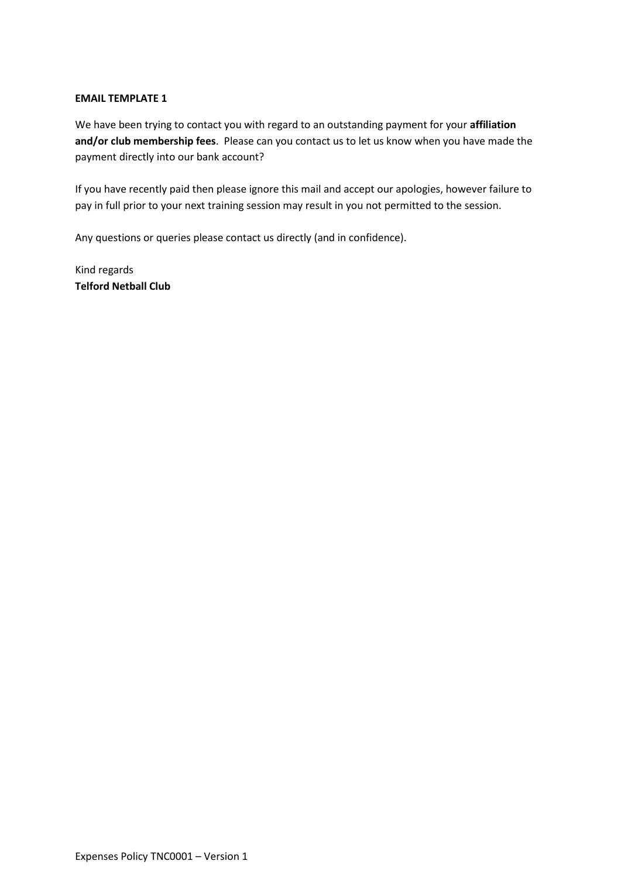**EMAIL TEMPLATE 1**

We have been trying to contact you with regard to an outstanding payment for your **affiliation and/or club membership fees**. Please can you contact us to let us know when you have made the payment directly into our bank account?

If you have recently paid then please ignore this mail and accept our apologies, however failure to pay in full prior to your next training session may result in you not permitted to the session.

Any questions or queries please contact us directly (and in confidence).

Kind regards
**Telford Netball Club**